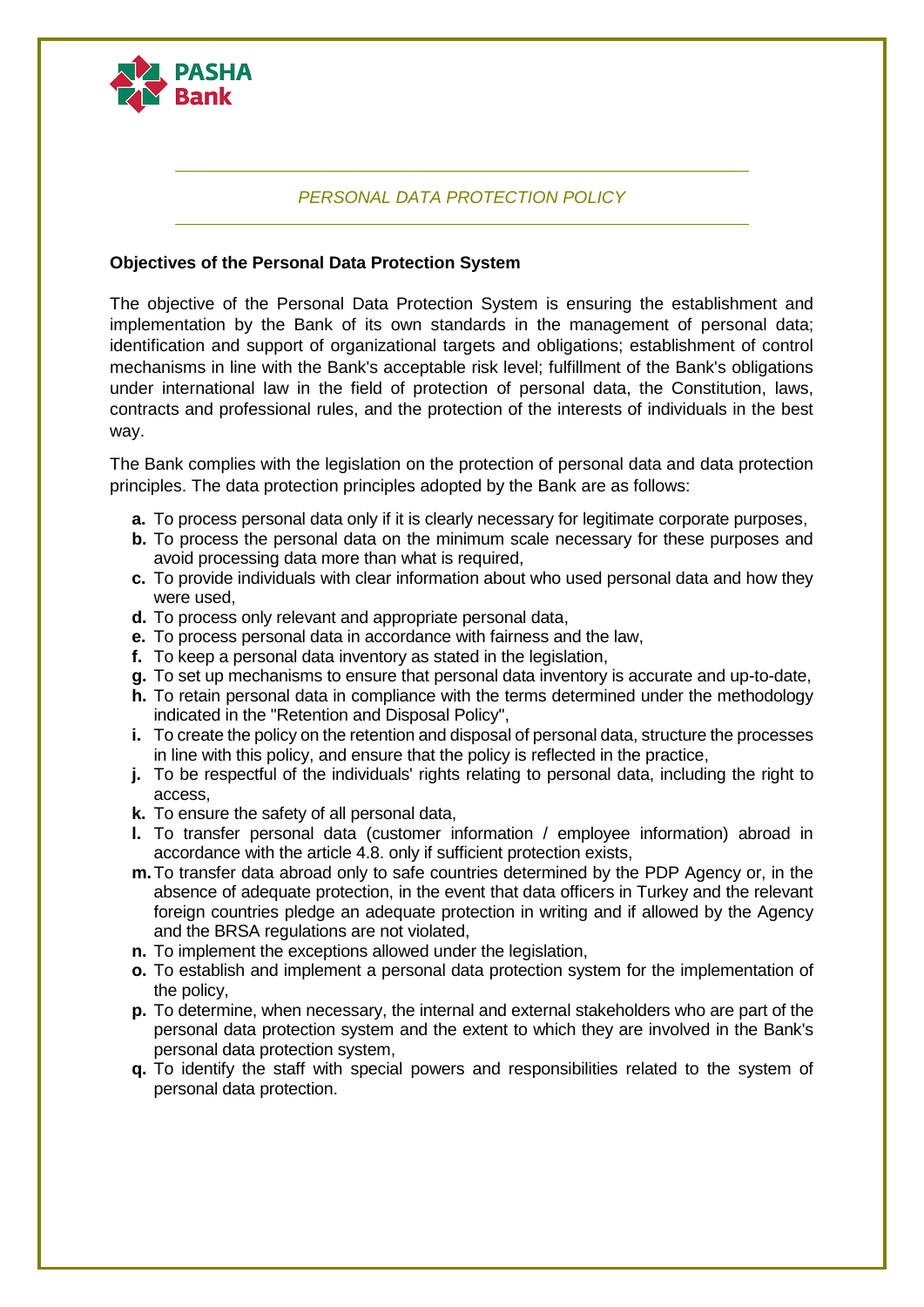PASHA Bank

*PERSONAL DATA PROTECTION POLICY*

**Objectives of the Personal Data Protection System**

The objective of the Personal Data Protection System is ensuring the establishment and implementation by the Bank of its own standards in the management of personal data; identification and support of organizational targets and obligations; establishment of control mechanisms in line with the Bank's acceptable risk level; fulfillment of the Bank's obligations under international law in the field of protection of personal data, the Constitution, laws, contracts and professional rules, and the protection of the interests of individuals in the best way.

The Bank complies with the legislation on the protection of personal data and data protection principles. The data protection principles adopted by the Bank are as follows:

- **a.** To process personal data only if it is clearly necessary for legitimate corporate purposes,
- **b.** To process the personal data on the minimum scale necessary for these purposes and avoid processing data more than what is required,
- **c.** To provide individuals with clear information about who used personal data and how they were used,
- **d.** To process only relevant and appropriate personal data,
- **e.** To process personal data in accordance with fairness and the law,
- **f.** To keep a personal data inventory as stated in the legislation,
- **g.** To set up mechanisms to ensure that personal data inventory is accurate and up-to-date,
- **h.** To retain personal data in compliance with the terms determined under the methodology indicated in the "Retention and Disposal Policy",
- **i.** To create the policy on the retention and disposal of personal data, structure the processes in line with this policy, and ensure that the policy is reflected in the practice,
- **j.** To be respectful of the individuals' rights relating to personal data, including the right to access,
- **k.** To ensure the safety of all personal data,
- **l.** To transfer personal data (customer information / employee information) abroad in accordance with the article 4.8. only if sufficient protection exists,
- **m.** To transfer data abroad only to safe countries determined by the PDP Agency or, in the absence of adequate protection, in the event that data officers in Turkey and the relevant foreign countries pledge an adequate protection in writing and if allowed by the Agency and the BRSA regulations are not violated,
- **n.** To implement the exceptions allowed under the legislation,
- **o.** To establish and implement a personal data protection system for the implementation of the policy,
- **p.** To determine, when necessary, the internal and external stakeholders who are part of the personal data protection system and the extent to which they are involved in the Bank's personal data protection system,
- **q.** To identify the staff with special powers and responsibilities related to the system of personal data protection.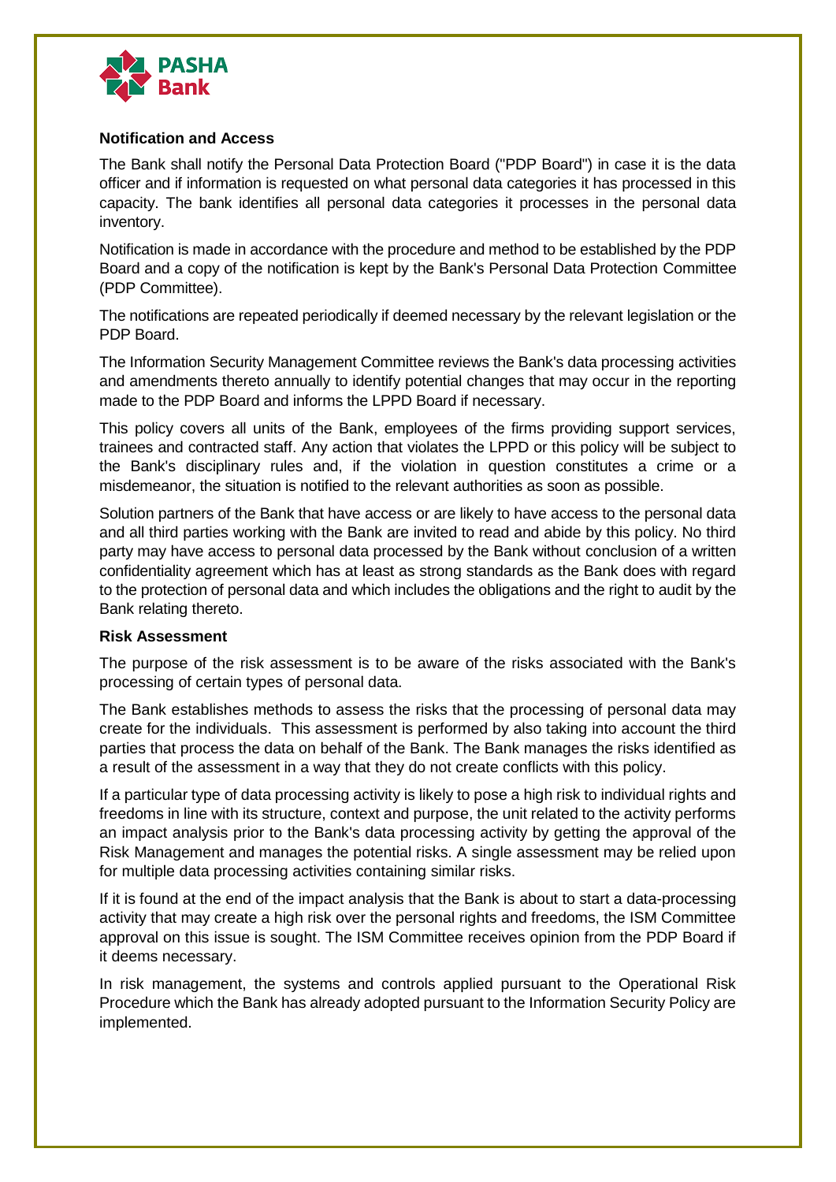**Notification and Access**

The Bank shall notify the Personal Data Protection Board ("PDP Board") in case it is the data officer and if information is requested on what personal data categories it has processed in this capacity. The bank identifies all personal data categories it processes in the personal data inventory.

Notification is made in accordance with the procedure and method to be established by the PDP Board and a copy of the notification is kept by the Bank's Personal Data Protection Committee (PDP Committee).

The notifications are repeated periodically if deemed necessary by the relevant legislation or the PDP Board.

The Information Security Management Committee reviews the Bank's data processing activities and amendments thereto annually to identify potential changes that may occur in the reporting made to the PDP Board and informs the LPPD Board if necessary.

This policy covers all units of the Bank, employees of the firms providing support services, trainees and contracted staff. Any action that violates the LPPD or this policy will be subject to the Bank's disciplinary rules and, if the violation in question constitutes a crime or a misdemeanor, the situation is notified to the relevant authorities as soon as possible.

Solution partners of the Bank that have access or are likely to have access to the personal data and all third parties working with the Bank are invited to read and abide by this policy. No third party may have access to personal data processed by the Bank without conclusion of a written confidentiality agreement which has at least as strong standards as the Bank does with regard to the protection of personal data and which includes the obligations and the right to audit by the Bank relating thereto.

**Risk Assessment**

The purpose of the risk assessment is to be aware of the risks associated with the Bank's processing of certain types of personal data.

The Bank establishes methods to assess the risks that the processing of personal data may create for the individuals. This assessment is performed by also taking into account the third parties that process the data on behalf of the Bank. The Bank manages the risks identified as a result of the assessment in a way that they do not create conflicts with this policy.

If a particular type of data processing activity is likely to pose a high risk to individual rights and freedoms in line with its structure, context and purpose, the unit related to the activity performs an impact analysis prior to the Bank's data processing activity by getting the approval of the Risk Management and manages the potential risks. A single assessment may be relied upon for multiple data processing activities containing similar risks.

If it is found at the end of the impact analysis that the Bank is about to start a data-processing activity that may create a high risk over the personal rights and freedoms, the ISM Committee approval on this issue is sought. The ISM Committee receives opinion from the PDP Board if it deems necessary.

In risk management, the systems and controls applied pursuant to the Operational Risk Procedure which the Bank has already adopted pursuant to the Information Security Policy are implemented.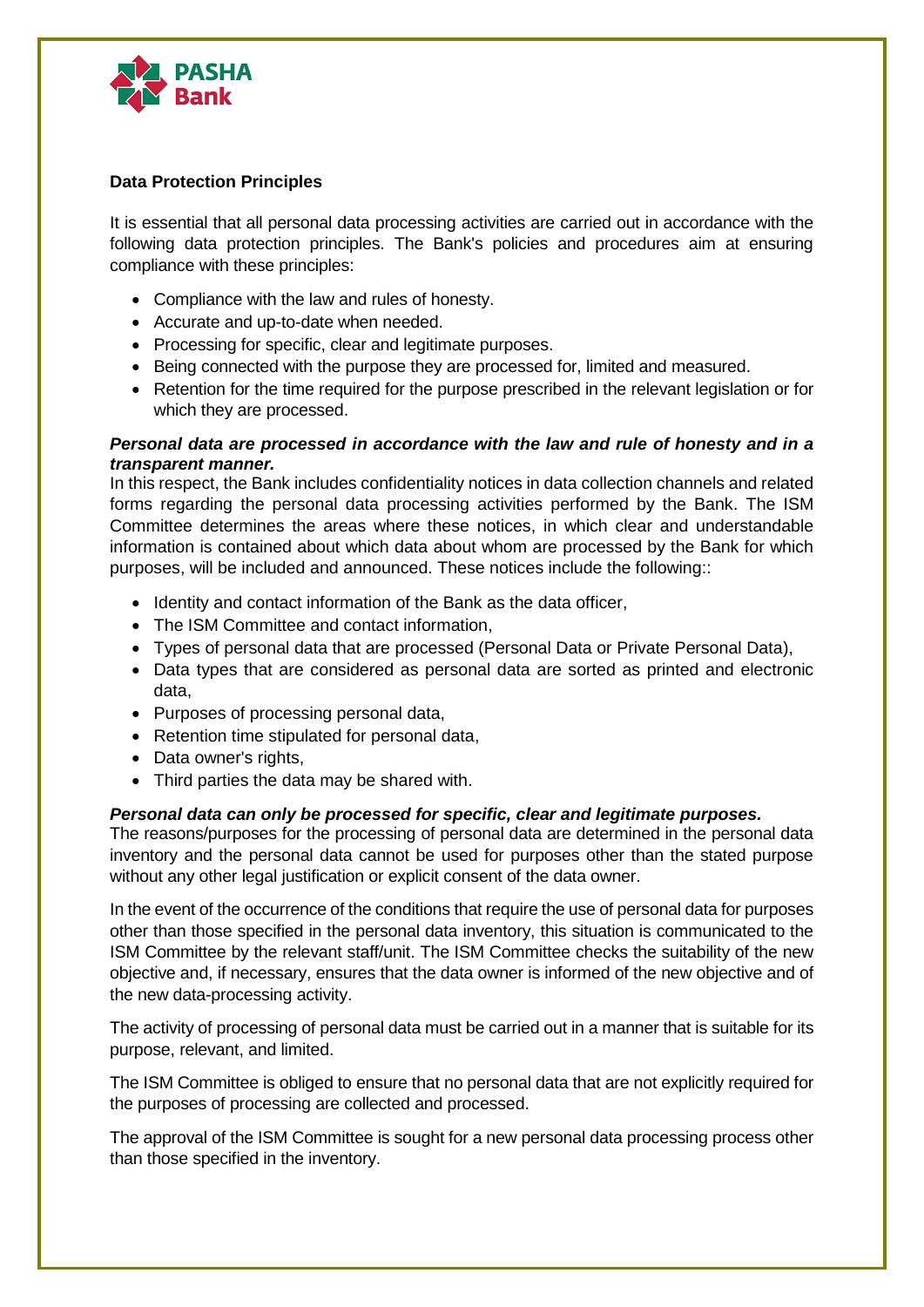**Data Protection Principles**

It is essential that all personal data processing activities are carried out in accordance with the following data protection principles. The Bank's policies and procedures aim at ensuring compliance with these principles:

- Compliance with the law and rules of honesty.
- Accurate and up-to-date when needed.
- Processing for specific, clear and legitimate purposes.
- Being connected with the purpose they are processed for, limited and measured.
- Retention for the time required for the purpose prescribed in the relevant legislation or for which they are processed.

***Personal data are processed in accordance with the law and rule of honesty and in a transparent manner.***

In this respect, the Bank includes confidentiality notices in data collection channels and related forms regarding the personal data processing activities performed by the Bank. The ISM Committee determines the areas where these notices, in which clear and understandable information is contained about which data about whom are processed by the Bank for which purposes, will be included and announced. These notices include the following::

- Identity and contact information of the Bank as the data officer,
- The ISM Committee and contact information,
- Types of personal data that are processed (Personal Data or Private Personal Data),
- Data types that are considered as personal data are sorted as printed and electronic data,
- Purposes of processing personal data,
- Retention time stipulated for personal data,
- Data owner's rights,
- Third parties the data may be shared with.

***Personal data can only be processed for specific, clear and legitimate purposes.***

The reasons/purposes for the processing of personal data are determined in the personal data inventory and the personal data cannot be used for purposes other than the stated purpose without any other legal justification or explicit consent of the data owner.

In the event of the occurrence of the conditions that require the use of personal data for purposes other than those specified in the personal data inventory, this situation is communicated to the ISM Committee by the relevant staff/unit. The ISM Committee checks the suitability of the new objective and, if necessary, ensures that the data owner is informed of the new objective and of the new data-processing activity.

The activity of processing of personal data must be carried out in a manner that is suitable for its purpose, relevant, and limited.

The ISM Committee is obliged to ensure that no personal data that are not explicitly required for the purposes of processing are collected and processed.

The approval of the ISM Committee is sought for a new personal data processing process other than those specified in the inventory.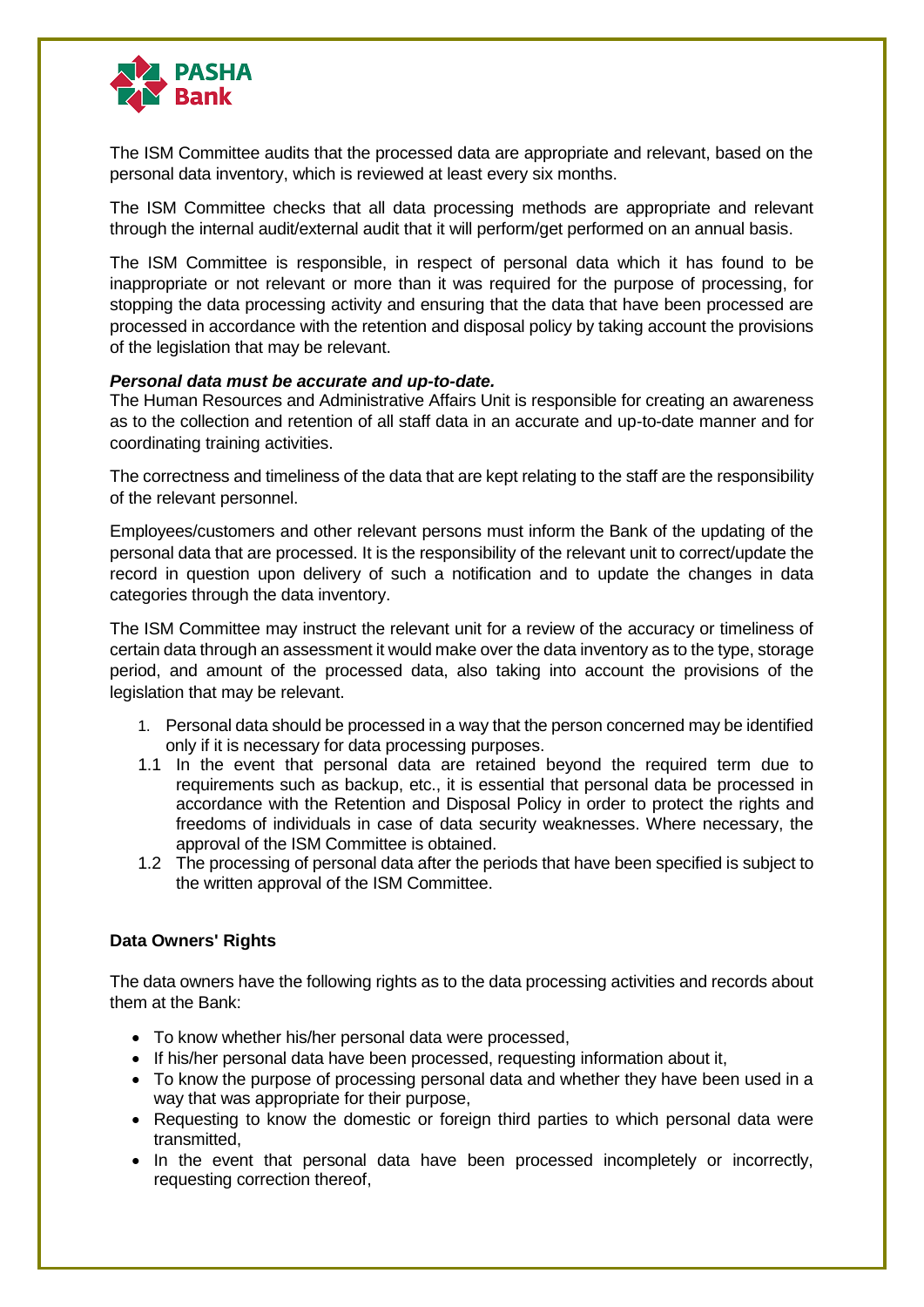The ISM Committee audits that the processed data are appropriate and relevant, based on the personal data inventory, which is reviewed at least every six months.

The ISM Committee checks that all data processing methods are appropriate and relevant through the internal audit/external audit that it will perform/get performed on an annual basis.

The ISM Committee is responsible, in respect of personal data which it has found to be inappropriate or not relevant or more than it was required for the purpose of processing, for stopping the data processing activity and ensuring that the data that have been processed are processed in accordance with the retention and disposal policy by taking account the provisions of the legislation that may be relevant.

***Personal data must be accurate and up-to-date.***
The Human Resources and Administrative Affairs Unit is responsible for creating an awareness as to the collection and retention of all staff data in an accurate and up-to-date manner and for coordinating training activities.

The correctness and timeliness of the data that are kept relating to the staff are the responsibility of the relevant personnel.

Employees/customers and other relevant persons must inform the Bank of the updating of the personal data that are processed. It is the responsibility of the relevant unit to correct/update the record in question upon delivery of such a notification and to update the changes in data categories through the data inventory.

The ISM Committee may instruct the relevant unit for a review of the accuracy or timeliness of certain data through an assessment it would make over the data inventory as to the type, storage period, and amount of the processed data, also taking into account the provisions of the legislation that may be relevant.

1. Personal data should be processed in a way that the person concerned may be identified only if it is necessary for data processing purposes.

1.1 In the event that personal data are retained beyond the required term due to requirements such as backup, etc., it is essential that personal data be processed in accordance with the Retention and Disposal Policy in order to protect the rights and freedoms of individuals in case of data security weaknesses. Where necessary, the approval of the ISM Committee is obtained.

1.2 The processing of personal data after the periods that have been specified is subject to the written approval of the ISM Committee.

**Data Owners' Rights**

The data owners have the following rights as to the data processing activities and records about them at the Bank:

- To know whether his/her personal data were processed,
- If his/her personal data have been processed, requesting information about it,
- To know the purpose of processing personal data and whether they have been used in a way that was appropriate for their purpose,
- Requesting to know the domestic or foreign third parties to which personal data were transmitted,
- In the event that personal data have been processed incompletely or incorrectly, requesting correction thereof,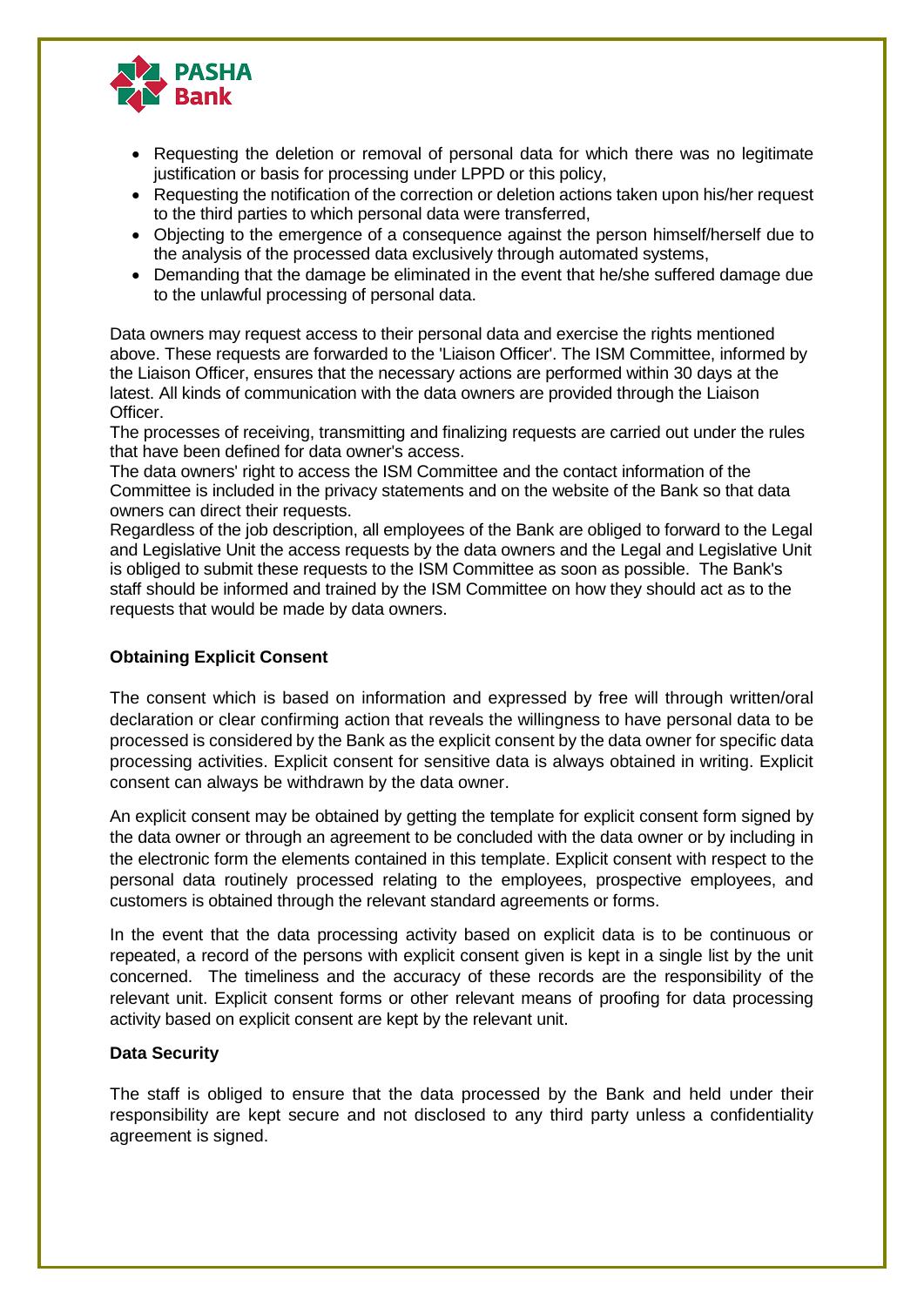- Requesting the deletion or removal of personal data for which there was no legitimate justification or basis for processing under LPPD or this policy,
- Requesting the notification of the correction or deletion actions taken upon his/her request to the third parties to which personal data were transferred,
- Objecting to the emergence of a consequence against the person himself/herself due to the analysis of the processed data exclusively through automated systems,
- Demanding that the damage be eliminated in the event that he/she suffered damage due to the unlawful processing of personal data.

Data owners may request access to their personal data and exercise the rights mentioned above. These requests are forwarded to the 'Liaison Officer'. The ISM Committee, informed by the Liaison Officer, ensures that the necessary actions are performed within 30 days at the latest. All kinds of communication with the data owners are provided through the Liaison Officer.

The processes of receiving, transmitting and finalizing requests are carried out under the rules that have been defined for data owner's access.

The data owners' right to access the ISM Committee and the contact information of the Committee is included in the privacy statements and on the website of the Bank so that data owners can direct their requests.

Regardless of the job description, all employees of the Bank are obliged to forward to the Legal and Legislative Unit the access requests by the data owners and the Legal and Legislative Unit is obliged to submit these requests to the ISM Committee as soon as possible. The Bank's staff should be informed and trained by the ISM Committee on how they should act as to the requests that would be made by data owners.

**Obtaining Explicit Consent**

The consent which is based on information and expressed by free will through written/oral declaration or clear confirming action that reveals the willingness to have personal data to be processed is considered by the Bank as the explicit consent by the data owner for specific data processing activities. Explicit consent for sensitive data is always obtained in writing. Explicit consent can always be withdrawn by the data owner.

An explicit consent may be obtained by getting the template for explicit consent form signed by the data owner or through an agreement to be concluded with the data owner or by including in the electronic form the elements contained in this template. Explicit consent with respect to the personal data routinely processed relating to the employees, prospective employees, and customers is obtained through the relevant standard agreements or forms.

In the event that the data processing activity based on explicit data is to be continuous or repeated, a record of the persons with explicit consent given is kept in a single list by the unit concerned. The timeliness and the accuracy of these records are the responsibility of the relevant unit. Explicit consent forms or other relevant means of proofing for data processing activity based on explicit consent are kept by the relevant unit.

**Data Security**

The staff is obliged to ensure that the data processed by the Bank and held under their responsibility are kept secure and not disclosed to any third party unless a confidentiality agreement is signed.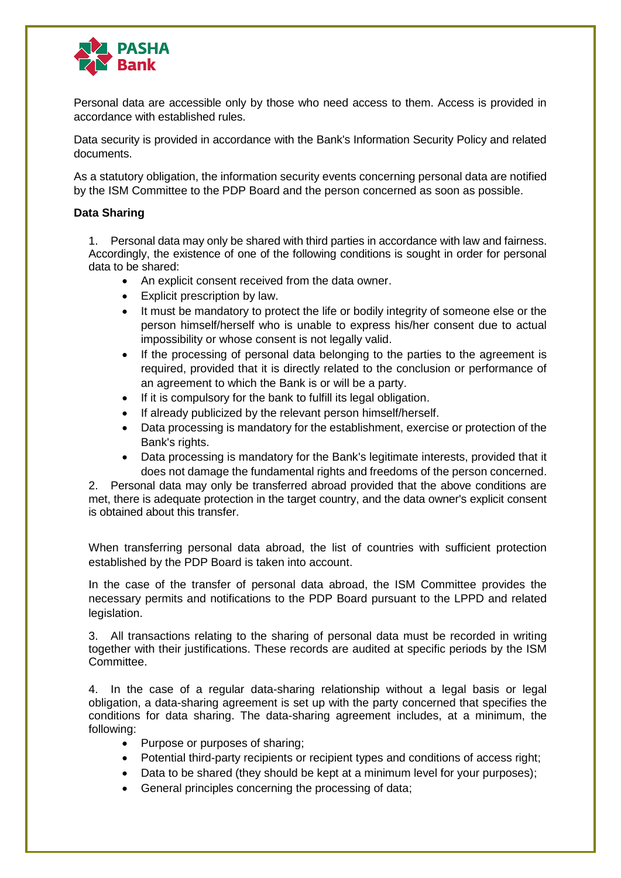Personal data are accessible only by those who need access to them. Access is provided in accordance with established rules.

Data security is provided in accordance with the Bank's Information Security Policy and related documents.

As a statutory obligation, the information security events concerning personal data are notified by the ISM Committee to the PDP Board and the person concerned as soon as possible.

**Data Sharing**

1. Personal data may only be shared with third parties in accordance with law and fairness. Accordingly, the existence of one of the following conditions is sought in order for personal data to be shared:
    - An explicit consent received from the data owner.
    - Explicit prescription by law.
    - It must be mandatory to protect the life or bodily integrity of someone else or the person himself/herself who is unable to express his/her consent due to actual impossibility or whose consent is not legally valid.
    - If the processing of personal data belonging to the parties to the agreement is required, provided that it is directly related to the conclusion or performance of an agreement to which the Bank is or will be a party.
    - If it is compulsory for the bank to fulfill its legal obligation.
    - If already publicized by the relevant person himself/herself.
    - Data processing is mandatory for the establishment, exercise or protection of the Bank's rights.
    - Data processing is mandatory for the Bank's legitimate interests, provided that it does not damage the fundamental rights and freedoms of the person concerned.
2. Personal data may only be transferred abroad provided that the above conditions are met, there is adequate protection in the target country, and the data owner's explicit consent is obtained about this transfer.

When transferring personal data abroad, the list of countries with sufficient protection established by the PDP Board is taken into account.

In the case of the transfer of personal data abroad, the ISM Committee provides the necessary permits and notifications to the PDP Board pursuant to the LPPD and related legislation.

3. All transactions relating to the sharing of personal data must be recorded in writing together with their justifications. These records are audited at specific periods by the ISM Committee.

4. In the case of a regular data-sharing relationship without a legal basis or legal obligation, a data-sharing agreement is set up with the party concerned that specifies the conditions for data sharing. The data-sharing agreement includes, at a minimum, the following:
    - Purpose or purposes of sharing;
    - Potential third-party recipients or recipient types and conditions of access right;
    - Data to be shared (they should be kept at a minimum level for your purposes);
    - General principles concerning the processing of data;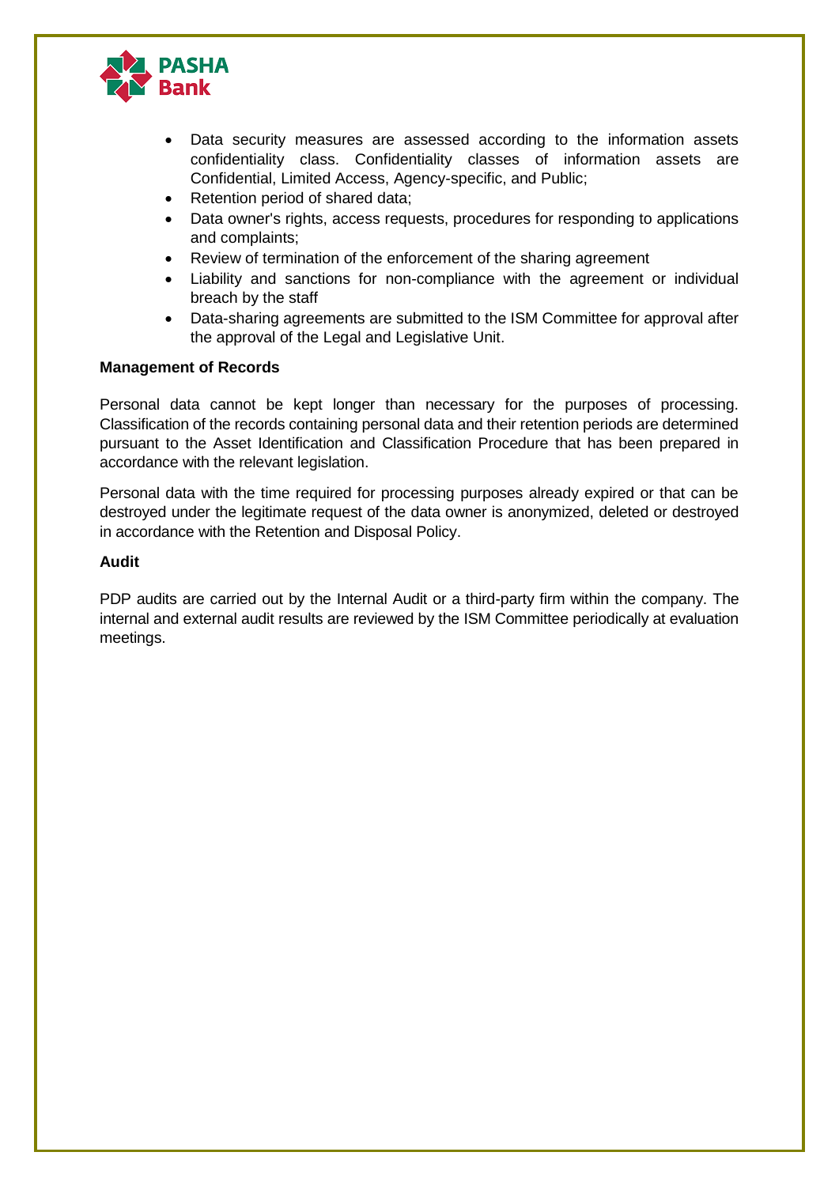- Data security measures are assessed according to the information assets confidentiality class. Confidentiality classes of information assets are Confidential, Limited Access, Agency-specific, and Public;
- Retention period of shared data;
- Data owner's rights, access requests, procedures for responding to applications and complaints;
- Review of termination of the enforcement of the sharing agreement
- Liability and sanctions for non-compliance with the agreement or individual breach by the staff
- Data-sharing agreements are submitted to the ISM Committee for approval after the approval of the Legal and Legislative Unit.

**Management of Records**

Personal data cannot be kept longer than necessary for the purposes of processing. Classification of the records containing personal data and their retention periods are determined pursuant to the Asset Identification and Classification Procedure that has been prepared in accordance with the relevant legislation.

Personal data with the time required for processing purposes already expired or that can be destroyed under the legitimate request of the data owner is anonymized, deleted or destroyed in accordance with the Retention and Disposal Policy.

**Audit**

PDP audits are carried out by the Internal Audit or a third-party firm within the company. The internal and external audit results are reviewed by the ISM Committee periodically at evaluation meetings.